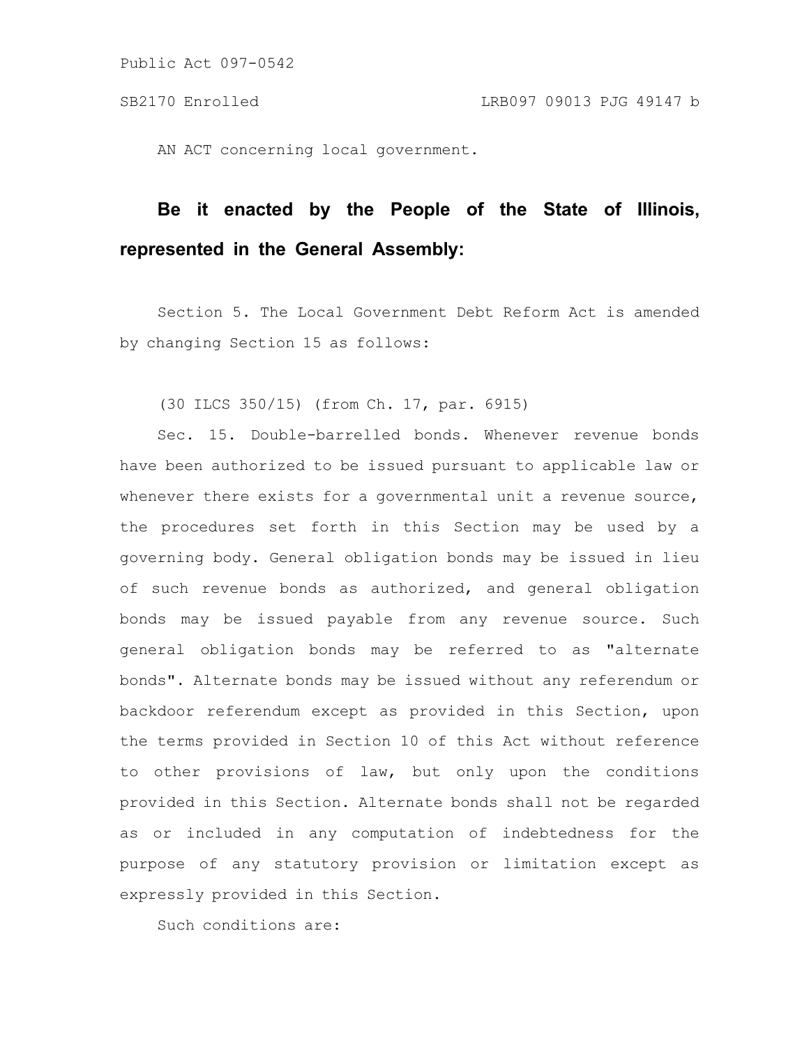Public Act 097-0542

SB2170 Enrolled LRB097 09013 PJG 49147 b

AN ACT concerning local government.

**Be it enacted by the People of the State of Illinois, represented in the General Assembly:**

Section 5. The Local Government Debt Reform Act is amended by changing Section 15 as follows:

(30 ILCS 350/15) (from Ch. 17, par. 6915)

Sec. 15. Double-barrelled bonds. Whenever revenue bonds have been authorized to be issued pursuant to applicable law or whenever there exists for a governmental unit a revenue source, the procedures set forth in this Section may be used by a governing body. General obligation bonds may be issued in lieu of such revenue bonds as authorized, and general obligation bonds may be issued payable from any revenue source. Such general obligation bonds may be referred to as "alternate bonds". Alternate bonds may be issued without any referendum or backdoor referendum except as provided in this Section, upon the terms provided in Section 10 of this Act without reference to other provisions of law, but only upon the conditions provided in this Section. Alternate bonds shall not be regarded as or included in any computation of indebtedness for the purpose of any statutory provision or limitation except as expressly provided in this Section.

Such conditions are: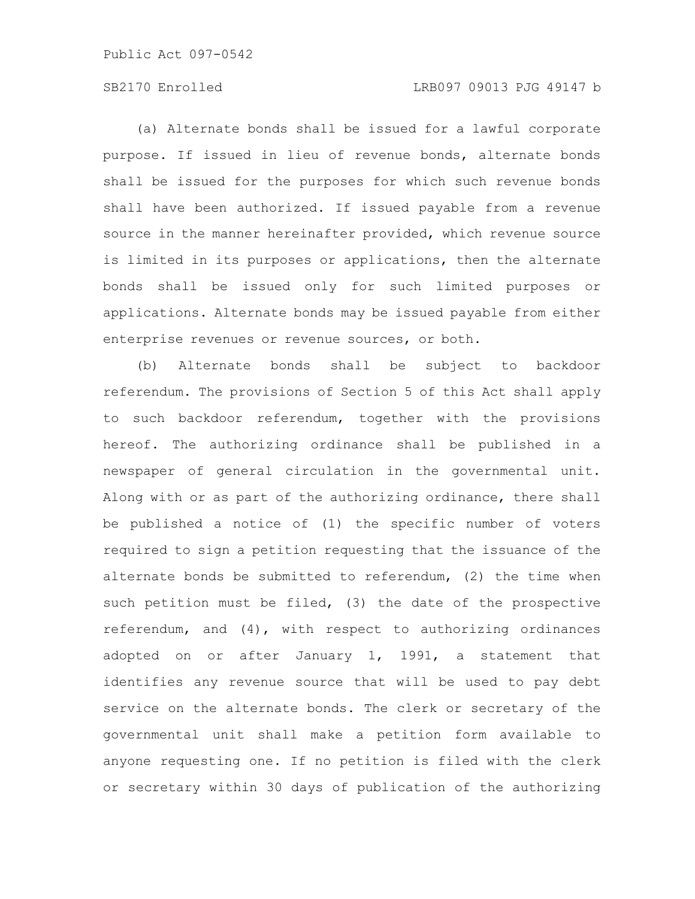(a) Alternate bonds shall be issued for a lawful corporate purpose. If issued in lieu of revenue bonds, alternate bonds shall be issued for the purposes for which such revenue bonds shall have been authorized. If issued payable from a revenue source in the manner hereinafter provided, which revenue source is limited in its purposes or applications, then the alternate bonds shall be issued only for such limited purposes or applications. Alternate bonds may be issued payable from either enterprise revenues or revenue sources, or both.

(b) Alternate bonds shall be subject to backdoor referendum. The provisions of Section 5 of this Act shall apply to such backdoor referendum, together with the provisions hereof. The authorizing ordinance shall be published in a newspaper of general circulation in the governmental unit. Along with or as part of the authorizing ordinance, there shall be published a notice of (1) the specific number of voters required to sign a petition requesting that the issuance of the alternate bonds be submitted to referendum, (2) the time when such petition must be filed, (3) the date of the prospective referendum, and (4), with respect to authorizing ordinances adopted on or after January 1, 1991, a statement that identifies any revenue source that will be used to pay debt service on the alternate bonds. The clerk or secretary of the governmental unit shall make a petition form available to anyone requesting one. If no petition is filed with the clerk or secretary within 30 days of publication of the authorizing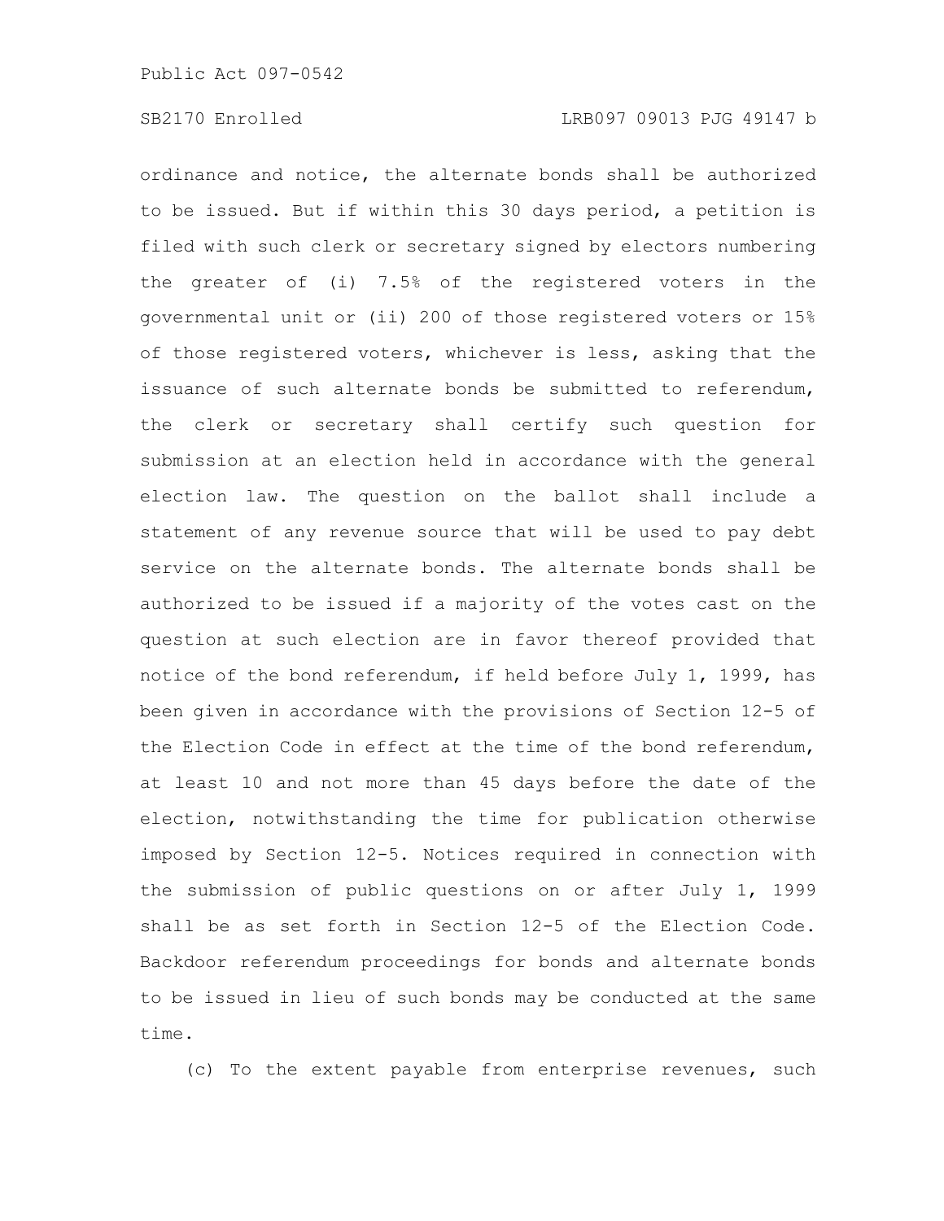ordinance and notice, the alternate bonds shall be authorized to be issued. But if within this 30 days period, a petition is filed with such clerk or secretary signed by electors numbering the greater of (i) 7.5% of the registered voters in the governmental unit or (ii) 200 of those registered voters or 15% of those registered voters, whichever is less, asking that the issuance of such alternate bonds be submitted to referendum, the clerk or secretary shall certify such question for submission at an election held in accordance with the general election law. The question on the ballot shall include a statement of any revenue source that will be used to pay debt service on the alternate bonds. The alternate bonds shall be authorized to be issued if a majority of the votes cast on the question at such election are in favor thereof provided that notice of the bond referendum, if held before July 1, 1999, has been given in accordance with the provisions of Section 12-5 of the Election Code in effect at the time of the bond referendum, at least 10 and not more than 45 days before the date of the election, notwithstanding the time for publication otherwise imposed by Section 12-5. Notices required in connection with the submission of public questions on or after July 1, 1999 shall be as set forth in Section 12-5 of the Election Code. Backdoor referendum proceedings for bonds and alternate bonds to be issued in lieu of such bonds may be conducted at the same time.

(c) To the extent payable from enterprise revenues, such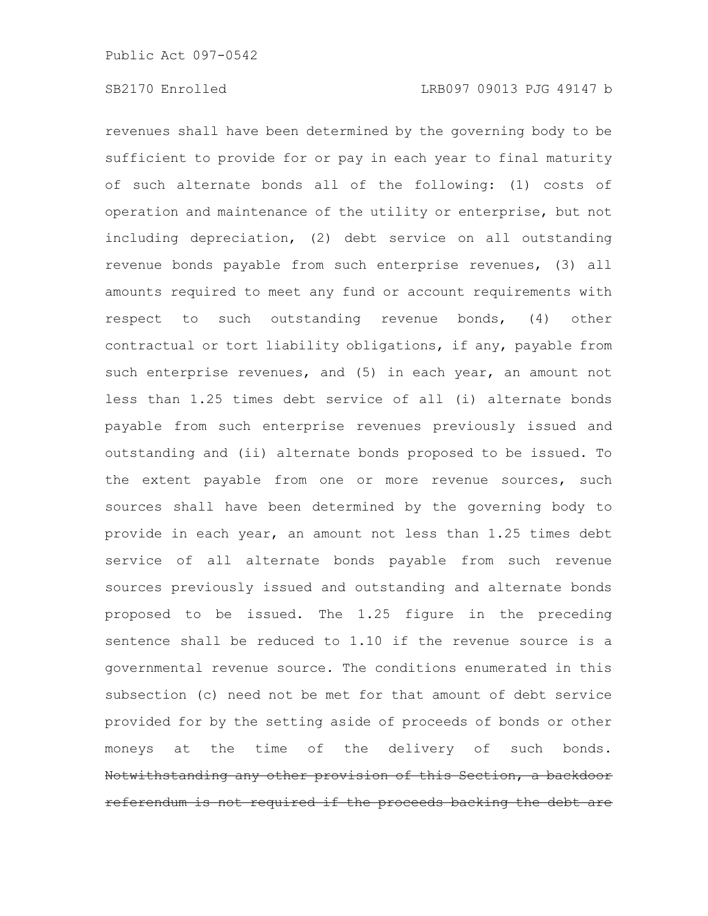revenues shall have been determined by the governing body to be sufficient to provide for or pay in each year to final maturity of such alternate bonds all of the following: (1) costs of operation and maintenance of the utility or enterprise, but not including depreciation, (2) debt service on all outstanding revenue bonds payable from such enterprise revenues, (3) all amounts required to meet any fund or account requirements with respect to such outstanding revenue bonds, (4) other contractual or tort liability obligations, if any, payable from such enterprise revenues, and (5) in each year, an amount not less than 1.25 times debt service of all (i) alternate bonds payable from such enterprise revenues previously issued and outstanding and (ii) alternate bonds proposed to be issued. To the extent payable from one or more revenue sources, such sources shall have been determined by the governing body to provide in each year, an amount not less than 1.25 times debt service of all alternate bonds payable from such revenue sources previously issued and outstanding and alternate bonds proposed to be issued. The 1.25 figure in the preceding sentence shall be reduced to 1.10 if the revenue source is a governmental revenue source. The conditions enumerated in this subsection (c) need not be met for that amount of debt service provided for by the setting aside of proceeds of bonds or other moneys at the time of the delivery of such bonds. ~~Notwithstanding any other provision of this Section, a backdoor referendum is not required if the proceeds backing the debt are~~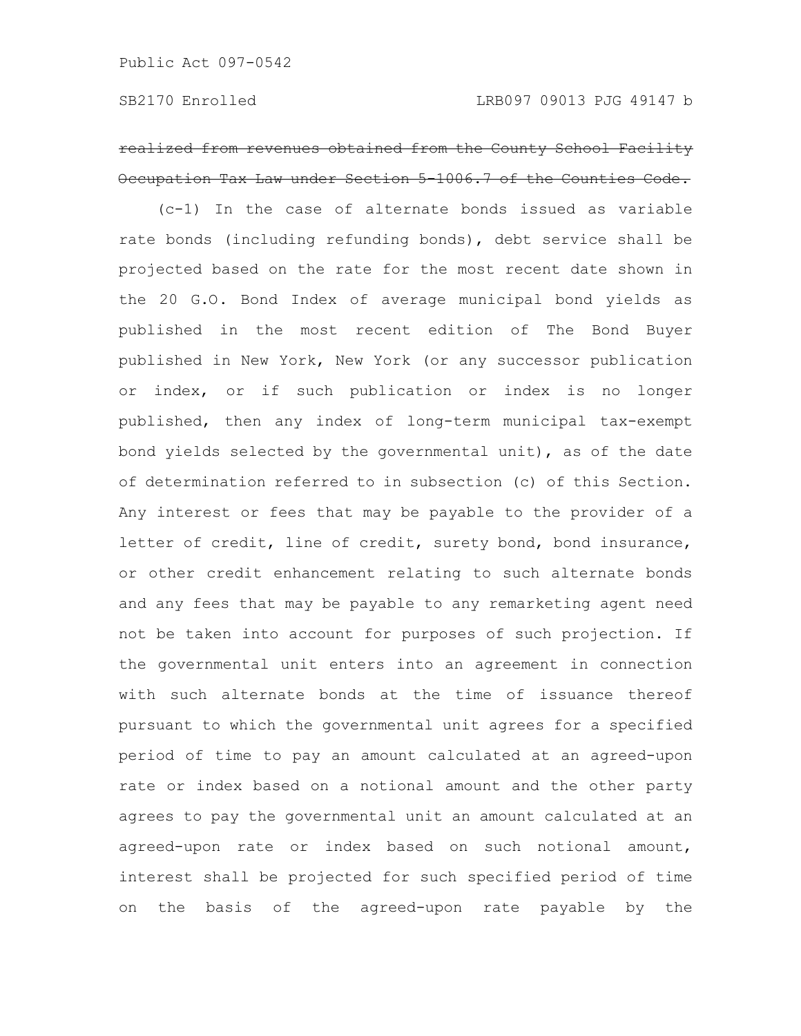~~realized from revenues obtained from the County School Facility Occupation Tax Law under Section 5-1006.7 of the Counties Code.~~

(c-1) In the case of alternate bonds issued as variable rate bonds (including refunding bonds), debt service shall be projected based on the rate for the most recent date shown in the 20 G.O. Bond Index of average municipal bond yields as published in the most recent edition of The Bond Buyer published in New York, New York (or any successor publication or index, or if such publication or index is no longer published, then any index of long-term municipal tax-exempt bond yields selected by the governmental unit), as of the date of determination referred to in subsection (c) of this Section. Any interest or fees that may be payable to the provider of a letter of credit, line of credit, surety bond, bond insurance, or other credit enhancement relating to such alternate bonds and any fees that may be payable to any remarketing agent need not be taken into account for purposes of such projection. If the governmental unit enters into an agreement in connection with such alternate bonds at the time of issuance thereof pursuant to which the governmental unit agrees for a specified period of time to pay an amount calculated at an agreed-upon rate or index based on a notional amount and the other party agrees to pay the governmental unit an amount calculated at an agreed-upon rate or index based on such notional amount, interest shall be projected for such specified period of time on the basis of the agreed-upon rate payable by the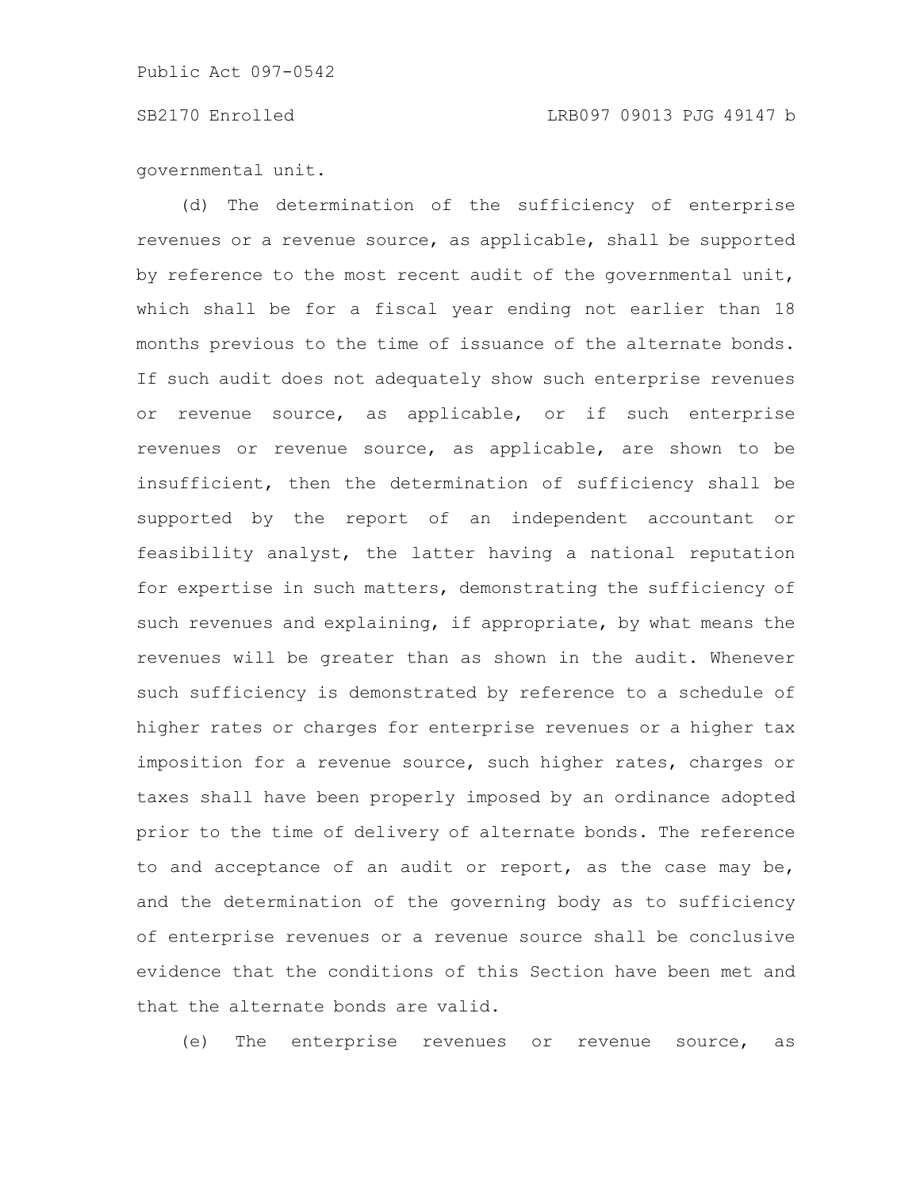governmental unit.

(d) The determination of the sufficiency of enterprise revenues or a revenue source, as applicable, shall be supported by reference to the most recent audit of the governmental unit, which shall be for a fiscal year ending not earlier than 18 months previous to the time of issuance of the alternate bonds. If such audit does not adequately show such enterprise revenues or revenue source, as applicable, or if such enterprise revenues or revenue source, as applicable, are shown to be insufficient, then the determination of sufficiency shall be supported by the report of an independent accountant or feasibility analyst, the latter having a national reputation for expertise in such matters, demonstrating the sufficiency of such revenues and explaining, if appropriate, by what means the revenues will be greater than as shown in the audit. Whenever such sufficiency is demonstrated by reference to a schedule of higher rates or charges for enterprise revenues or a higher tax imposition for a revenue source, such higher rates, charges or taxes shall have been properly imposed by an ordinance adopted prior to the time of delivery of alternate bonds. The reference to and acceptance of an audit or report, as the case may be, and the determination of the governing body as to sufficiency of enterprise revenues or a revenue source shall be conclusive evidence that the conditions of this Section have been met and that the alternate bonds are valid.

(e) The enterprise revenues or revenue source, as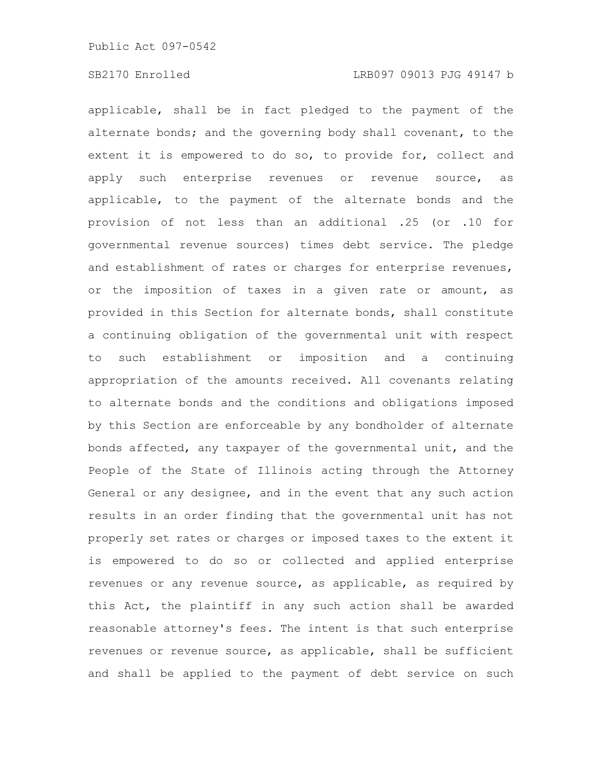applicable, shall be in fact pledged to the payment of the alternate bonds; and the governing body shall covenant, to the extent it is empowered to do so, to provide for, collect and apply such enterprise revenues or revenue source, as applicable, to the payment of the alternate bonds and the provision of not less than an additional .25 (or .10 for governmental revenue sources) times debt service. The pledge and establishment of rates or charges for enterprise revenues, or the imposition of taxes in a given rate or amount, as provided in this Section for alternate bonds, shall constitute a continuing obligation of the governmental unit with respect to such establishment or imposition and a continuing appropriation of the amounts received. All covenants relating to alternate bonds and the conditions and obligations imposed by this Section are enforceable by any bondholder of alternate bonds affected, any taxpayer of the governmental unit, and the People of the State of Illinois acting through the Attorney General or any designee, and in the event that any such action results in an order finding that the governmental unit has not properly set rates or charges or imposed taxes to the extent it is empowered to do so or collected and applied enterprise revenues or any revenue source, as applicable, as required by this Act, the plaintiff in any such action shall be awarded reasonable attorney's fees. The intent is that such enterprise revenues or revenue source, as applicable, shall be sufficient and shall be applied to the payment of debt service on such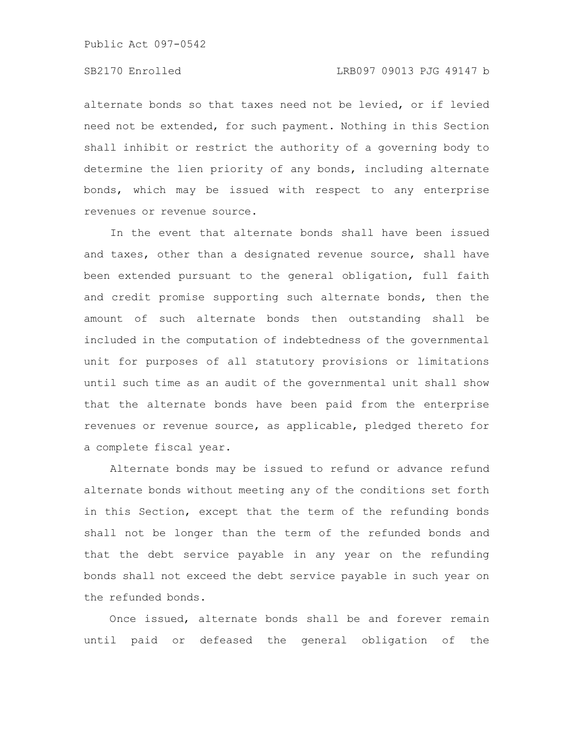alternate bonds so that taxes need not be levied, or if levied need not be extended, for such payment. Nothing in this Section shall inhibit or restrict the authority of a governing body to determine the lien priority of any bonds, including alternate bonds, which may be issued with respect to any enterprise revenues or revenue source.

In the event that alternate bonds shall have been issued and taxes, other than a designated revenue source, shall have been extended pursuant to the general obligation, full faith and credit promise supporting such alternate bonds, then the amount of such alternate bonds then outstanding shall be included in the computation of indebtedness of the governmental unit for purposes of all statutory provisions or limitations until such time as an audit of the governmental unit shall show that the alternate bonds have been paid from the enterprise revenues or revenue source, as applicable, pledged thereto for a complete fiscal year.

Alternate bonds may be issued to refund or advance refund alternate bonds without meeting any of the conditions set forth in this Section, except that the term of the refunding bonds shall not be longer than the term of the refunded bonds and that the debt service payable in any year on the refunding bonds shall not exceed the debt service payable in such year on the refunded bonds.

Once issued, alternate bonds shall be and forever remain until paid or defeased the general obligation of the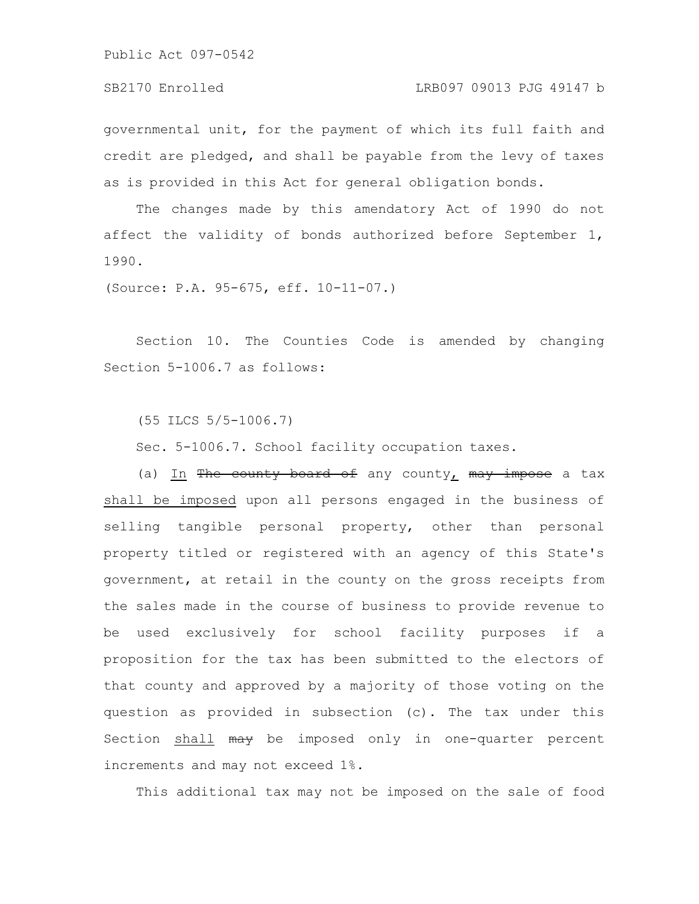governmental unit, for the payment of which its full faith and credit are pledged, and shall be payable from the levy of taxes as is provided in this Act for general obligation bonds.

The changes made by this amendatory Act of 1990 do not affect the validity of bonds authorized before September 1, 1990.

(Source: P.A. 95-675, eff. 10-11-07.)

Section 10. The Counties Code is amended by changing Section 5-1006.7 as follows:

(55 ILCS 5/5-1006.7)

Sec. 5-1006.7. School facility occupation taxes.

(a) <u>In</u> ~~The county board of~~ any county<u>,</u> ~~may impose~~ a tax <u>shall be imposed</u> upon all persons engaged in the business of selling tangible personal property, other than personal property titled or registered with an agency of this State's government, at retail in the county on the gross receipts from the sales made in the course of business to provide revenue to be used exclusively for school facility purposes if a proposition for the tax has been submitted to the electors of that county and approved by a majority of those voting on the question as provided in subsection (c). The tax under this Section <u>shall</u> ~~may~~ be imposed only in one-quarter percent increments and may not exceed 1%.

This additional tax may not be imposed on the sale of food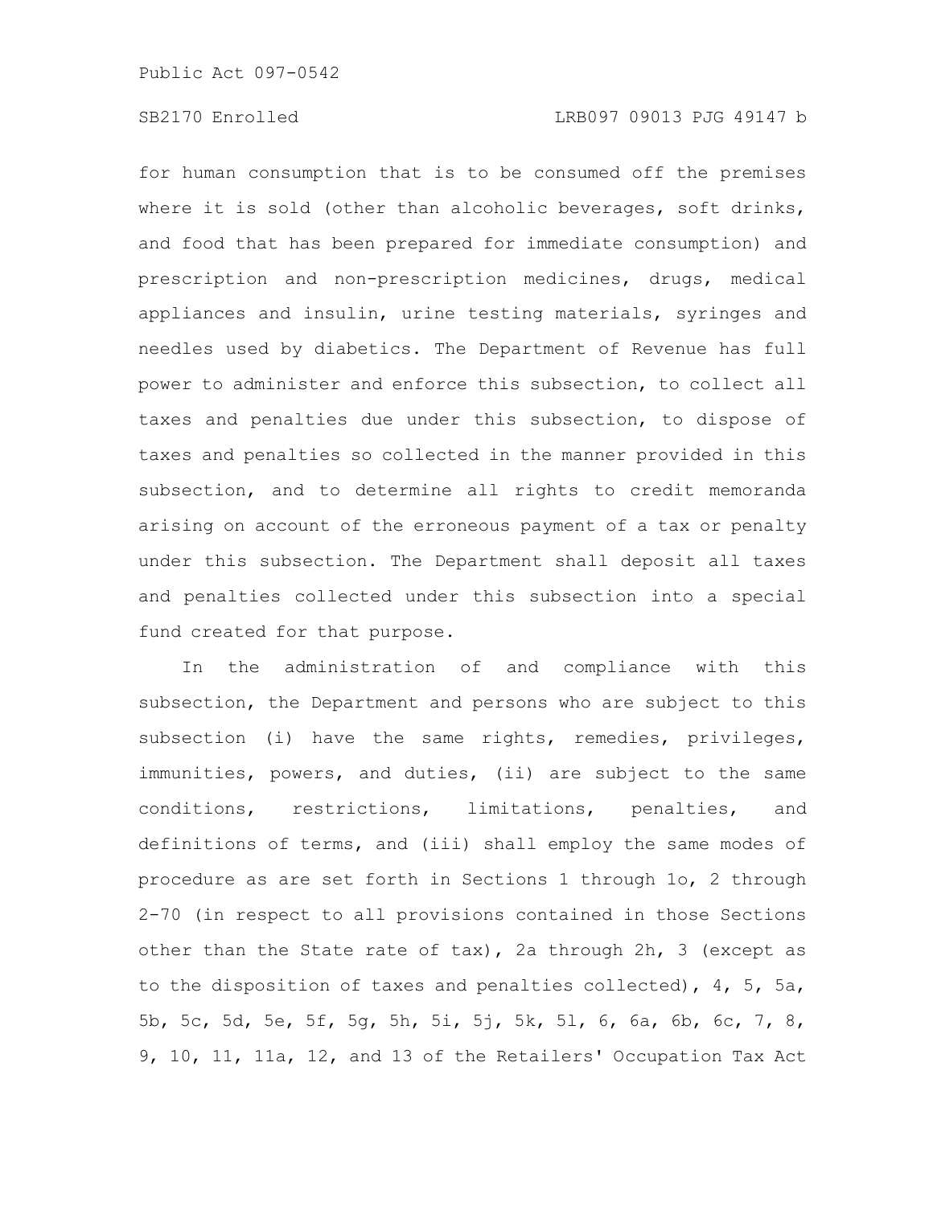for human consumption that is to be consumed off the premises where it is sold (other than alcoholic beverages, soft drinks, and food that has been prepared for immediate consumption) and prescription and non-prescription medicines, drugs, medical appliances and insulin, urine testing materials, syringes and needles used by diabetics. The Department of Revenue has full power to administer and enforce this subsection, to collect all taxes and penalties due under this subsection, to dispose of taxes and penalties so collected in the manner provided in this subsection, and to determine all rights to credit memoranda arising on account of the erroneous payment of a tax or penalty under this subsection. The Department shall deposit all taxes and penalties collected under this subsection into a special fund created for that purpose.

In the administration of and compliance with this subsection, the Department and persons who are subject to this subsection (i) have the same rights, remedies, privileges, immunities, powers, and duties, (ii) are subject to the same conditions, restrictions, limitations, penalties, and definitions of terms, and (iii) shall employ the same modes of procedure as are set forth in Sections 1 through 1o, 2 through 2-70 (in respect to all provisions contained in those Sections other than the State rate of tax), 2a through 2h, 3 (except as to the disposition of taxes and penalties collected), 4, 5, 5a, 5b, 5c, 5d, 5e, 5f, 5g, 5h, 5i, 5j, 5k, 5l, 6, 6a, 6b, 6c, 7, 8, 9, 10, 11, 11a, 12, and 13 of the Retailers' Occupation Tax Act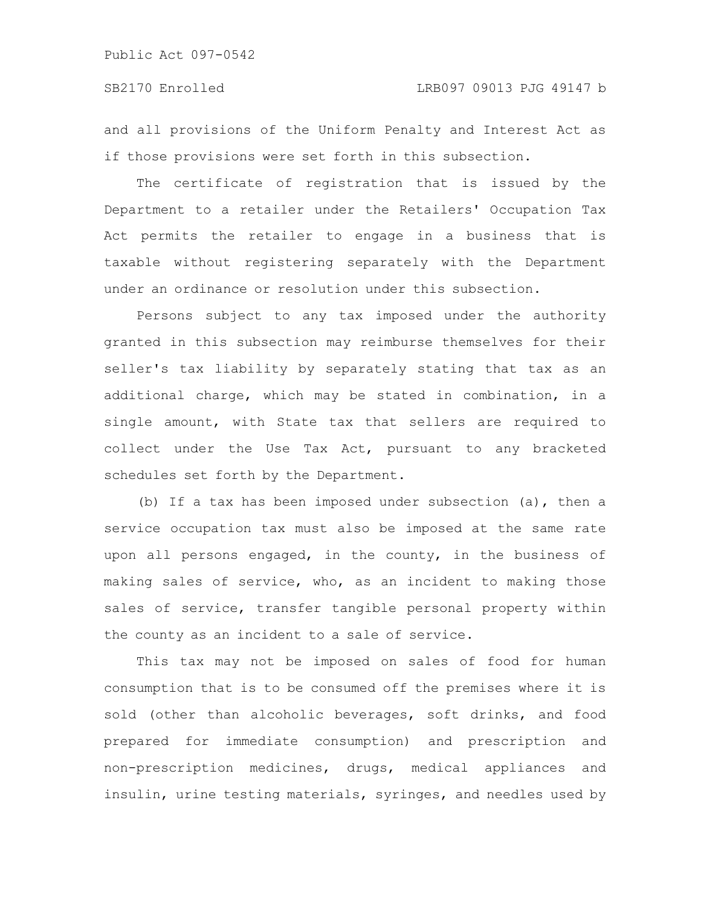and all provisions of the Uniform Penalty and Interest Act as if those provisions were set forth in this subsection.

The certificate of registration that is issued by the Department to a retailer under the Retailers' Occupation Tax Act permits the retailer to engage in a business that is taxable without registering separately with the Department under an ordinance or resolution under this subsection.

Persons subject to any tax imposed under the authority granted in this subsection may reimburse themselves for their seller's tax liability by separately stating that tax as an additional charge, which may be stated in combination, in a single amount, with State tax that sellers are required to collect under the Use Tax Act, pursuant to any bracketed schedules set forth by the Department.

(b) If a tax has been imposed under subsection (a), then a service occupation tax must also be imposed at the same rate upon all persons engaged, in the county, in the business of making sales of service, who, as an incident to making those sales of service, transfer tangible personal property within the county as an incident to a sale of service.

This tax may not be imposed on sales of food for human consumption that is to be consumed off the premises where it is sold (other than alcoholic beverages, soft drinks, and food prepared for immediate consumption) and prescription and non-prescription medicines, drugs, medical appliances and insulin, urine testing materials, syringes, and needles used by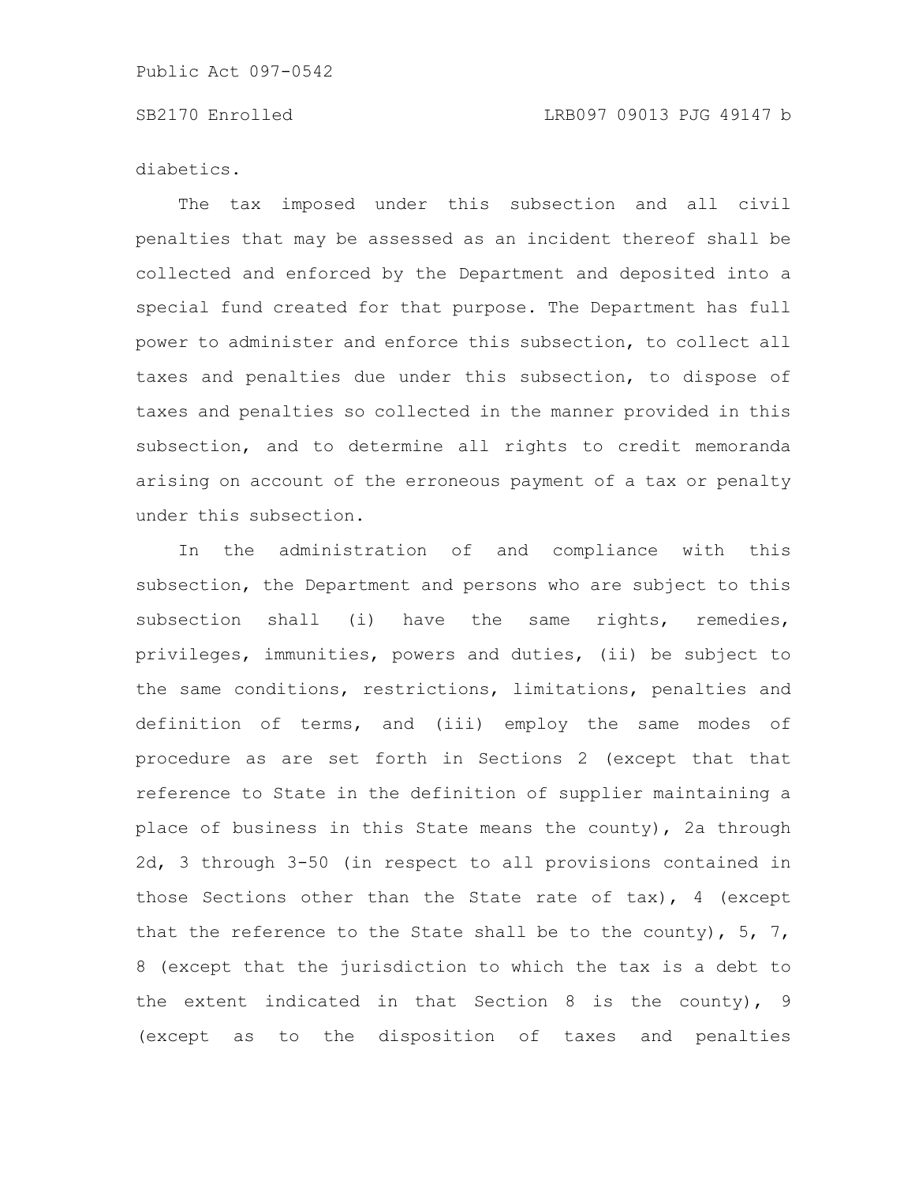diabetics.

The tax imposed under this subsection and all civil penalties that may be assessed as an incident thereof shall be collected and enforced by the Department and deposited into a special fund created for that purpose. The Department has full power to administer and enforce this subsection, to collect all taxes and penalties due under this subsection, to dispose of taxes and penalties so collected in the manner provided in this subsection, and to determine all rights to credit memoranda arising on account of the erroneous payment of a tax or penalty under this subsection.

In the administration of and compliance with this subsection, the Department and persons who are subject to this subsection shall (i) have the same rights, remedies, privileges, immunities, powers and duties, (ii) be subject to the same conditions, restrictions, limitations, penalties and definition of terms, and (iii) employ the same modes of procedure as are set forth in Sections 2 (except that that reference to State in the definition of supplier maintaining a place of business in this State means the county), 2a through 2d, 3 through 3-50 (in respect to all provisions contained in those Sections other than the State rate of tax), 4 (except that the reference to the State shall be to the county), 5, 7, 8 (except that the jurisdiction to which the tax is a debt to the extent indicated in that Section 8 is the county), 9 (except as to the disposition of taxes and penalties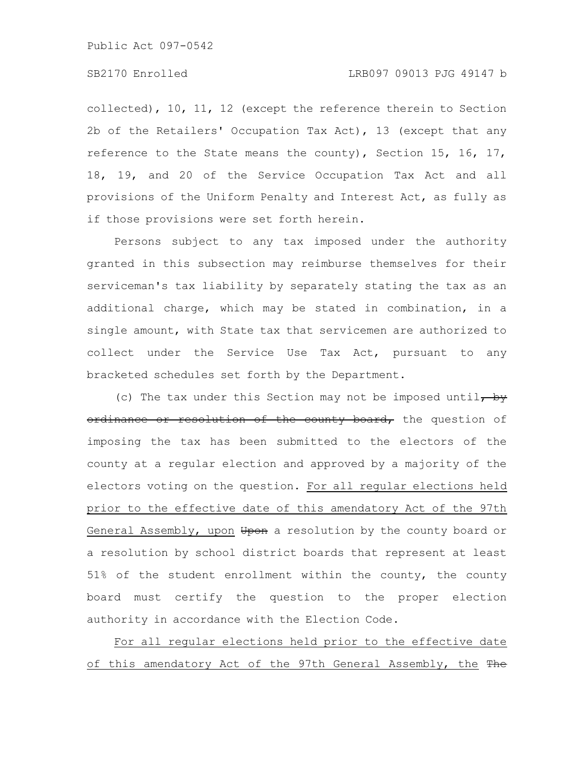collected), 10, 11, 12 (except the reference therein to Section 2b of the Retailers' Occupation Tax Act), 13 (except that any reference to the State means the county), Section 15, 16, 17, 18, 19, and 20 of the Service Occupation Tax Act and all provisions of the Uniform Penalty and Interest Act, as fully as if those provisions were set forth herein.

Persons subject to any tax imposed under the authority granted in this subsection may reimburse themselves for their serviceman's tax liability by separately stating the tax as an additional charge, which may be stated in combination, in a single amount, with State tax that servicemen are authorized to collect under the Service Use Tax Act, pursuant to any bracketed schedules set forth by the Department.

(c) The tax under this Section may not be imposed until~~, by ordinance or resolution of the county board,~~ the question of imposing the tax has been submitted to the electors of the county at a regular election and approved by a majority of the electors voting on the question. <u>For all regular elections held prior to the effective date of this amendatory Act of the 97th General Assembly, upon</u> ~~Upon~~ a resolution by the county board or a resolution by school district boards that represent at least 51% of the student enrollment within the county, the county board must certify the question to the proper election authority in accordance with the Election Code.

<u>For all regular elections held prior to the effective date of this amendatory Act of the 97th General Assembly, the</u> ~~The~~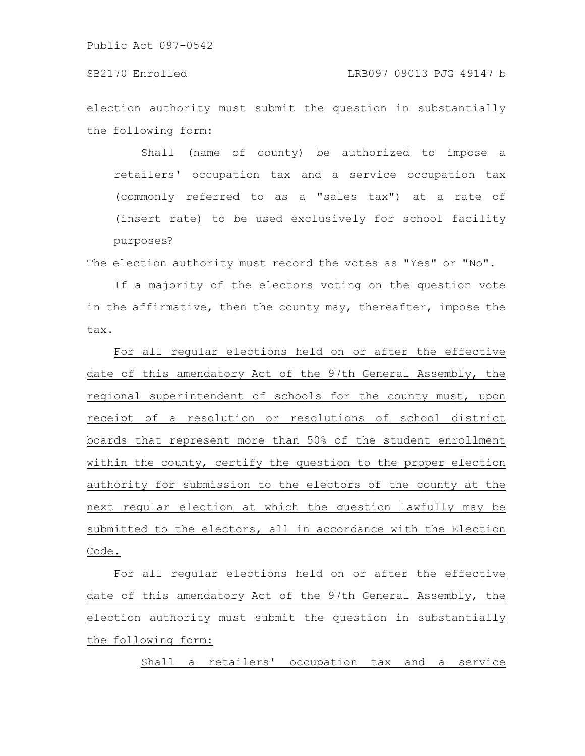election authority must submit the question in substantially the following form:

> Shall (name of county) be authorized to impose a retailers' occupation tax and a service occupation tax (commonly referred to as a "sales tax") at a rate of (insert rate) to be used exclusively for school facility purposes?

The election authority must record the votes as "Yes" or "No".

If a majority of the electors voting on the question vote in the affirmative, then the county may, thereafter, impose the tax.

<u>For all regular elections held on or after the effective date of this amendatory Act of the 97th General Assembly, the regional superintendent of schools for the county must, upon receipt of a resolution or resolutions of school district boards that represent more than 50% of the student enrollment within the county, certify the question to the proper election authority for submission to the electors of the county at the next regular election at which the question lawfully may be submitted to the electors, all in accordance with the Election Code.</u>

<u>For all regular elections held on or after the effective date of this amendatory Act of the 97th General Assembly, the election authority must submit the question in substantially the following form:</u>

> <u>Shall a retailers' occupation tax and a service</u>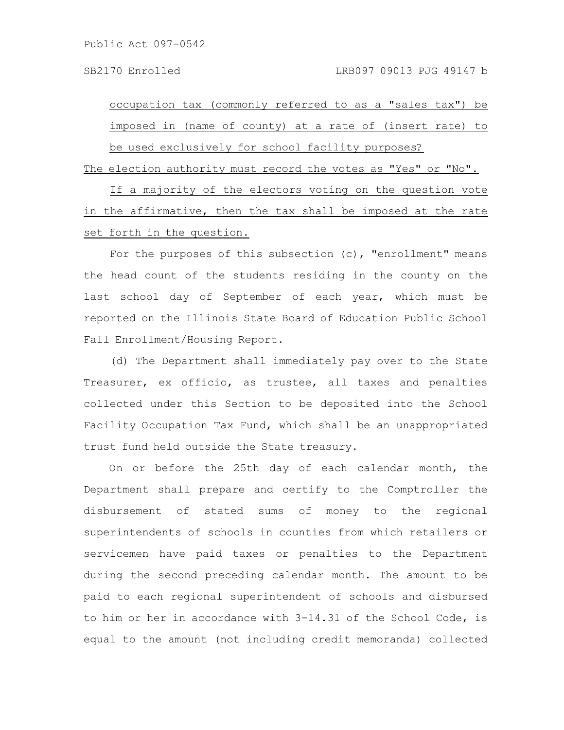occupation tax (commonly referred to as a "sales tax") be imposed in (name of county) at a rate of (insert rate) to be used exclusively for school facility purposes?

The election authority must record the votes as "Yes" or "No".

If a majority of the electors voting on the question vote in the affirmative, then the tax shall be imposed at the rate set forth in the question.

For the purposes of this subsection (c), "enrollment" means the head count of the students residing in the county on the last school day of September of each year, which must be reported on the Illinois State Board of Education Public School Fall Enrollment/Housing Report.

(d) The Department shall immediately pay over to the State Treasurer, ex officio, as trustee, all taxes and penalties collected under this Section to be deposited into the School Facility Occupation Tax Fund, which shall be an unappropriated trust fund held outside the State treasury.

On or before the 25th day of each calendar month, the Department shall prepare and certify to the Comptroller the disbursement of stated sums of money to the regional superintendents of schools in counties from which retailers or servicemen have paid taxes or penalties to the Department during the second preceding calendar month. The amount to be paid to each regional superintendent of schools and disbursed to him or her in accordance with 3-14.31 of the School Code, is equal to the amount (not including credit memoranda) collected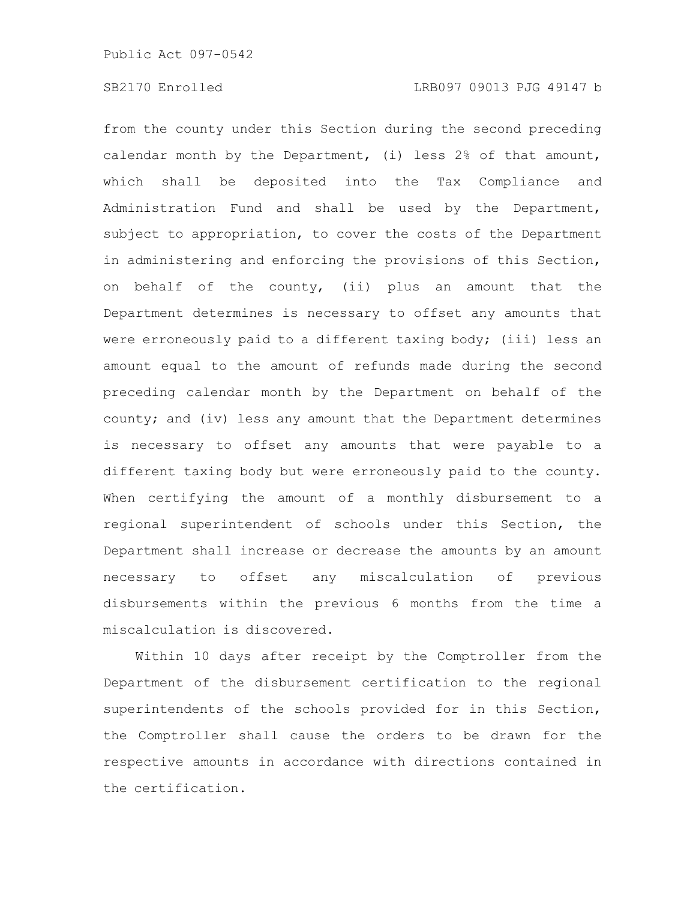from the county under this Section during the second preceding calendar month by the Department, (i) less 2% of that amount, which shall be deposited into the Tax Compliance and Administration Fund and shall be used by the Department, subject to appropriation, to cover the costs of the Department in administering and enforcing the provisions of this Section, on behalf of the county, (ii) plus an amount that the Department determines is necessary to offset any amounts that were erroneously paid to a different taxing body; (iii) less an amount equal to the amount of refunds made during the second preceding calendar month by the Department on behalf of the county; and (iv) less any amount that the Department determines is necessary to offset any amounts that were payable to a different taxing body but were erroneously paid to the county. When certifying the amount of a monthly disbursement to a regional superintendent of schools under this Section, the Department shall increase or decrease the amounts by an amount necessary to offset any miscalculation of previous disbursements within the previous 6 months from the time a miscalculation is discovered.

Within 10 days after receipt by the Comptroller from the Department of the disbursement certification to the regional superintendents of the schools provided for in this Section, the Comptroller shall cause the orders to be drawn for the respective amounts in accordance with directions contained in the certification.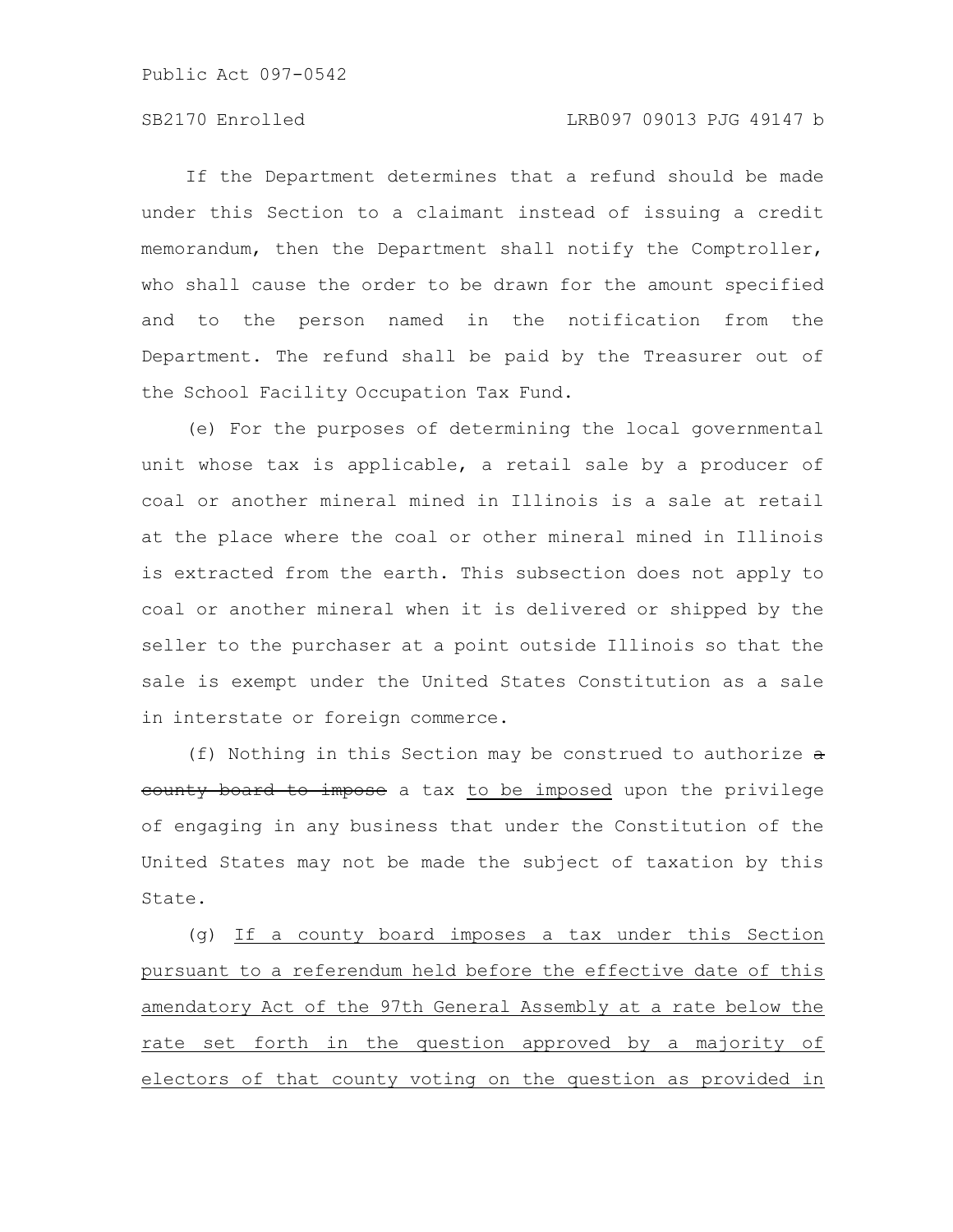If the Department determines that a refund should be made under this Section to a claimant instead of issuing a credit memorandum, then the Department shall notify the Comptroller, who shall cause the order to be drawn for the amount specified and to the person named in the notification from the Department. The refund shall be paid by the Treasurer out of the School Facility Occupation Tax Fund.

(e) For the purposes of determining the local governmental unit whose tax is applicable, a retail sale by a producer of coal or another mineral mined in Illinois is a sale at retail at the place where the coal or other mineral mined in Illinois is extracted from the earth. This subsection does not apply to coal or another mineral when it is delivered or shipped by the seller to the purchaser at a point outside Illinois so that the sale is exempt under the United States Constitution as a sale in interstate or foreign commerce.

(f) Nothing in this Section may be construed to authorize ~~a county board to impose~~ a tax to be imposed upon the privilege of engaging in any business that under the Constitution of the United States may not be made the subject of taxation by this State.

(g) If a county board imposes a tax under this Section pursuant to a referendum held before the effective date of this amendatory Act of the 97th General Assembly at a rate below the rate set forth in the question approved by a majority of electors of that county voting on the question as provided in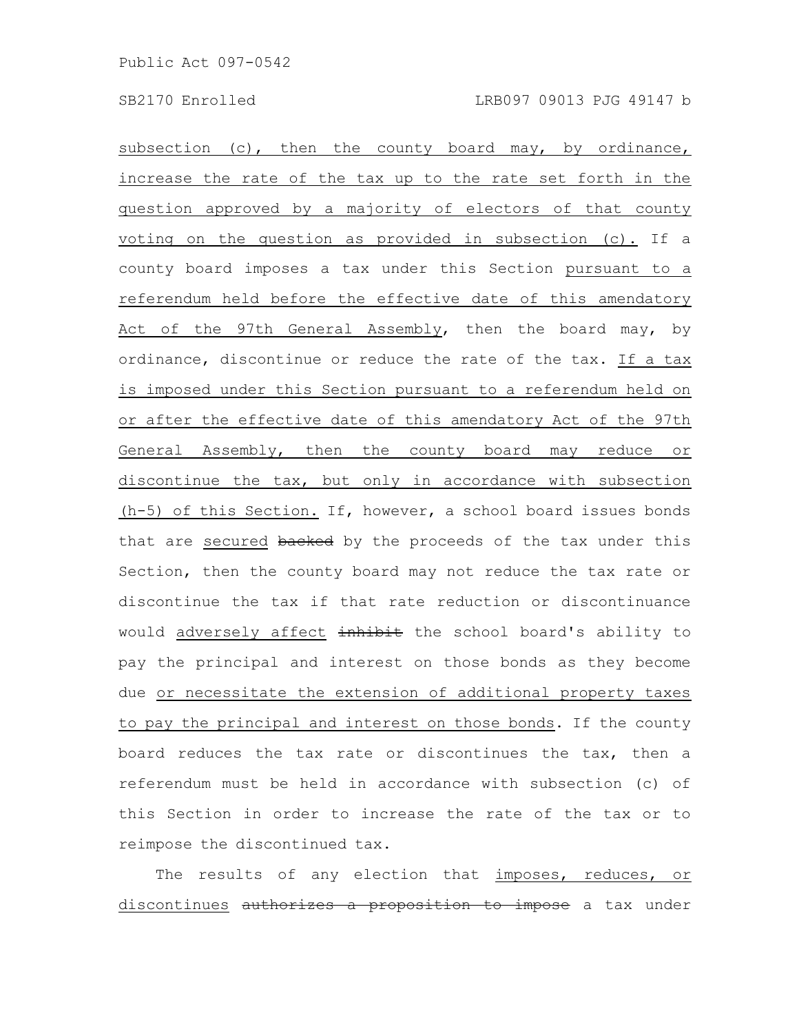subsection (c), then the county board may, by ordinance, increase the rate of the tax up to the rate set forth in the question approved by a majority of electors of that county voting on the question as provided in subsection (c). If a county board imposes a tax under this Section pursuant to a referendum held before the effective date of this amendatory Act of the 97th General Assembly, then the board may, by ordinance, discontinue or reduce the rate of the tax. If a tax is imposed under this Section pursuant to a referendum held on or after the effective date of this amendatory Act of the 97th General Assembly, then the county board may reduce or discontinue the tax, but only in accordance with subsection (h-5) of this Section. If, however, a school board issues bonds that are secured ~~backed~~ by the proceeds of the tax under this Section, then the county board may not reduce the tax rate or discontinue the tax if that rate reduction or discontinuance would adversely affect ~~inhibit~~ the school board's ability to pay the principal and interest on those bonds as they become due or necessitate the extension of additional property taxes to pay the principal and interest on those bonds. If the county board reduces the tax rate or discontinues the tax, then a referendum must be held in accordance with subsection (c) of this Section in order to increase the rate of the tax or to reimpose the discontinued tax.

The results of any election that imposes, reduces, or discontinues ~~authorizes a proposition to impose~~ a tax under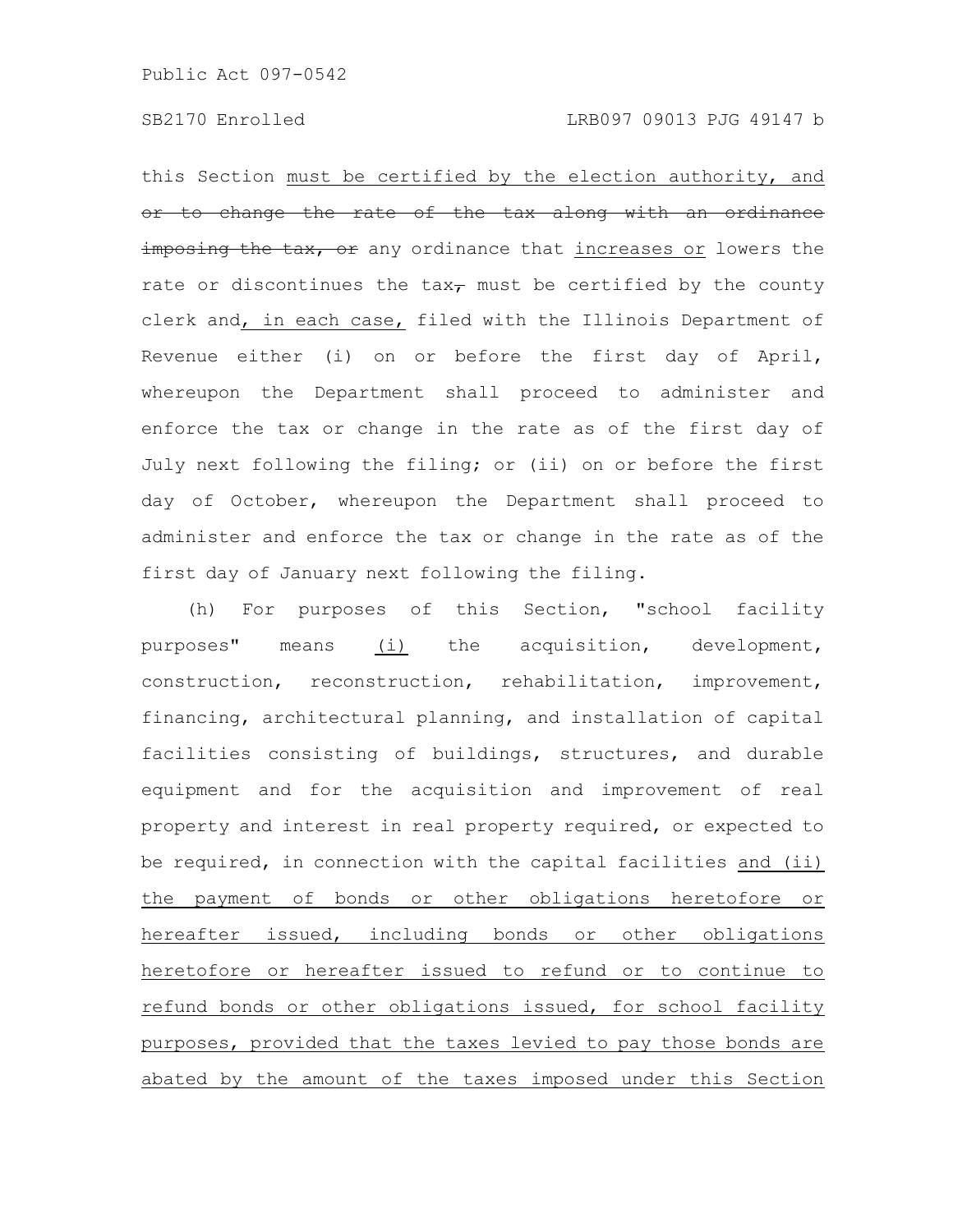this Section must be certified by the election authority, and or to change the rate of the tax along with an ordinance imposing the tax, or any ordinance that increases or lowers the rate or discontinues the tax, must be certified by the county clerk and, in each case, filed with the Illinois Department of Revenue either (i) on or before the first day of April, whereupon the Department shall proceed to administer and enforce the tax or change in the rate as of the first day of July next following the filing; or (ii) on or before the first day of October, whereupon the Department shall proceed to administer and enforce the tax or change in the rate as of the first day of January next following the filing.

(h) For purposes of this Section, "school facility purposes" means (i) the acquisition, development, construction, reconstruction, rehabilitation, improvement, financing, architectural planning, and installation of capital facilities consisting of buildings, structures, and durable equipment and for the acquisition and improvement of real property and interest in real property required, or expected to be required, in connection with the capital facilities and (ii) the payment of bonds or other obligations heretofore or hereafter issued, including bonds or other obligations heretofore or hereafter issued to refund or to continue to refund bonds or other obligations issued, for school facility purposes, provided that the taxes levied to pay those bonds are abated by the amount of the taxes imposed under this Section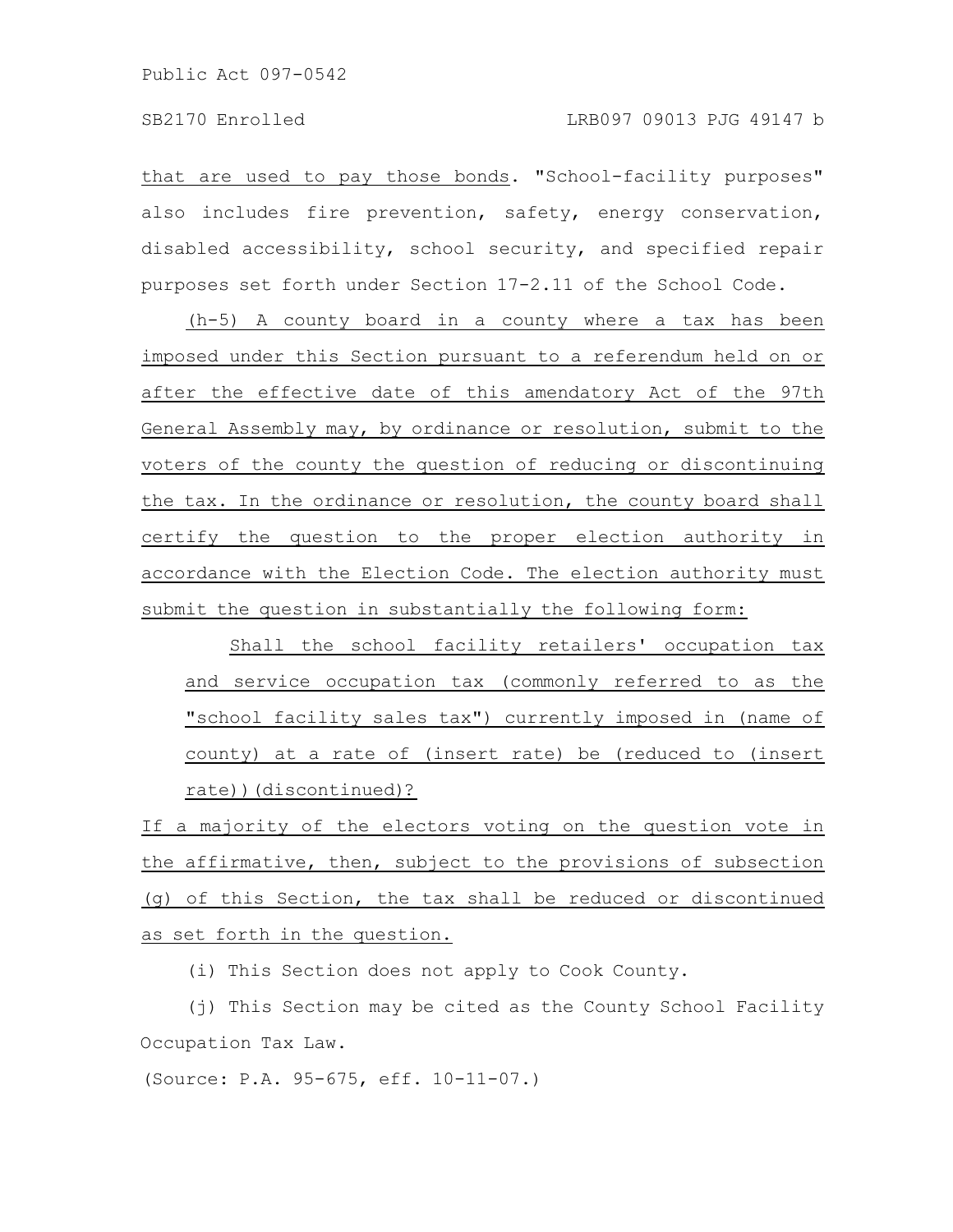that are used to pay those bonds. "School-facility purposes" also includes fire prevention, safety, energy conservation, disabled accessibility, school security, and specified repair purposes set forth under Section 17-2.11 of the School Code.

(h-5) A county board in a county where a tax has been imposed under this Section pursuant to a referendum held on or after the effective date of this amendatory Act of the 97th General Assembly may, by ordinance or resolution, submit to the voters of the county the question of reducing or discontinuing the tax. In the ordinance or resolution, the county board shall certify the question to the proper election authority in accordance with the Election Code. The election authority must submit the question in substantially the following form:

> Shall the school facility retailers' occupation tax and service occupation tax (commonly referred to as the "school facility sales tax") currently imposed in (name of county) at a rate of (insert rate) be (reduced to (insert rate))(discontinued)?

If a majority of the electors voting on the question vote in the affirmative, then, subject to the provisions of subsection (g) of this Section, the tax shall be reduced or discontinued as set forth in the question.

(i) This Section does not apply to Cook County.

(j) This Section may be cited as the County School Facility Occupation Tax Law.

(Source: P.A. 95-675, eff. 10-11-07.)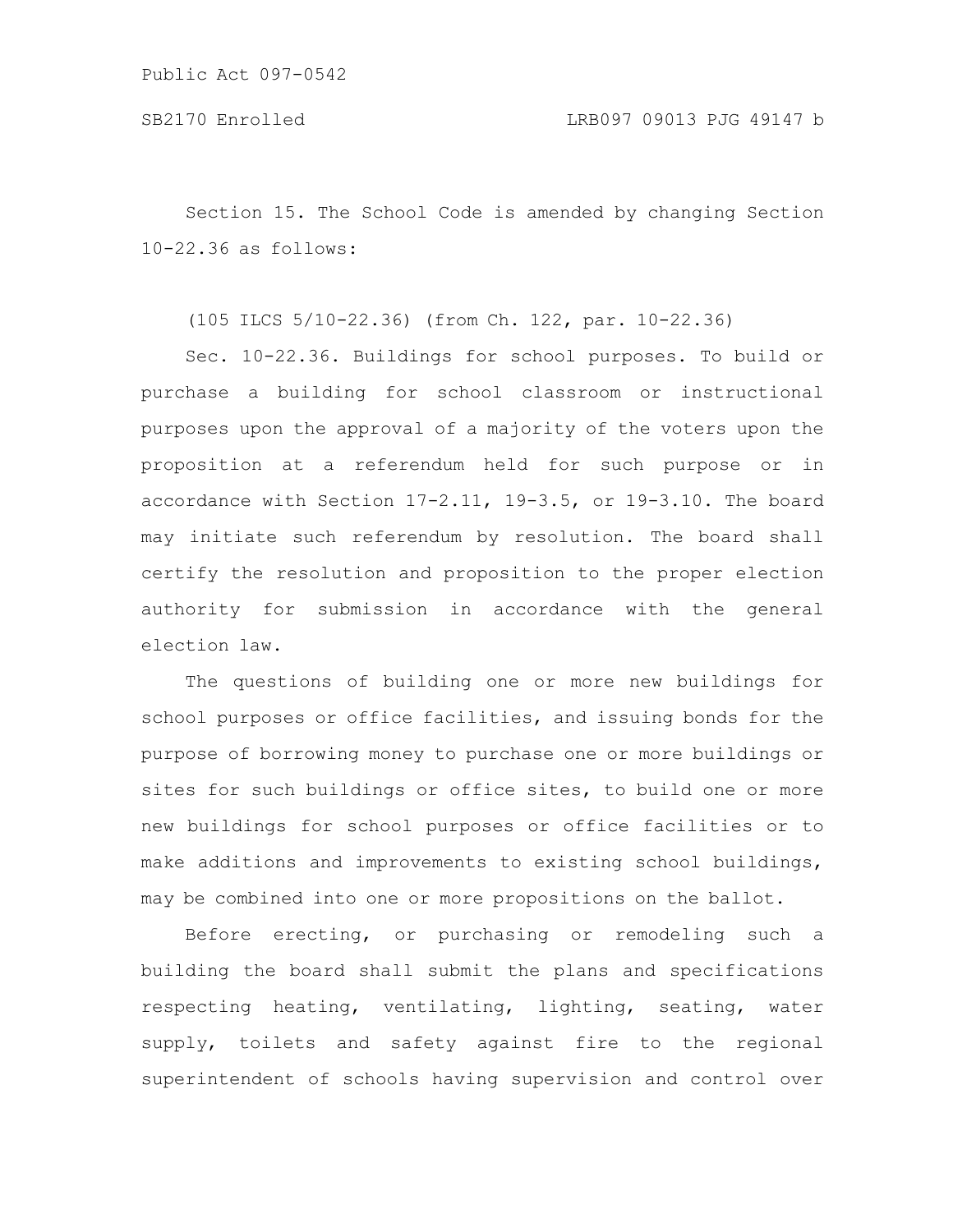Section 15. The School Code is amended by changing Section 10-22.36 as follows:

(105 ILCS 5/10-22.36) (from Ch. 122, par. 10-22.36)

Sec. 10-22.36. Buildings for school purposes. To build or purchase a building for school classroom or instructional purposes upon the approval of a majority of the voters upon the proposition at a referendum held for such purpose or in accordance with Section 17-2.11, 19-3.5, or 19-3.10. The board may initiate such referendum by resolution. The board shall certify the resolution and proposition to the proper election authority for submission in accordance with the general election law.

The questions of building one or more new buildings for school purposes or office facilities, and issuing bonds for the purpose of borrowing money to purchase one or more buildings or sites for such buildings or office sites, to build one or more new buildings for school purposes or office facilities or to make additions and improvements to existing school buildings, may be combined into one or more propositions on the ballot.

Before erecting, or purchasing or remodeling such a building the board shall submit the plans and specifications respecting heating, ventilating, lighting, seating, water supply, toilets and safety against fire to the regional superintendent of schools having supervision and control over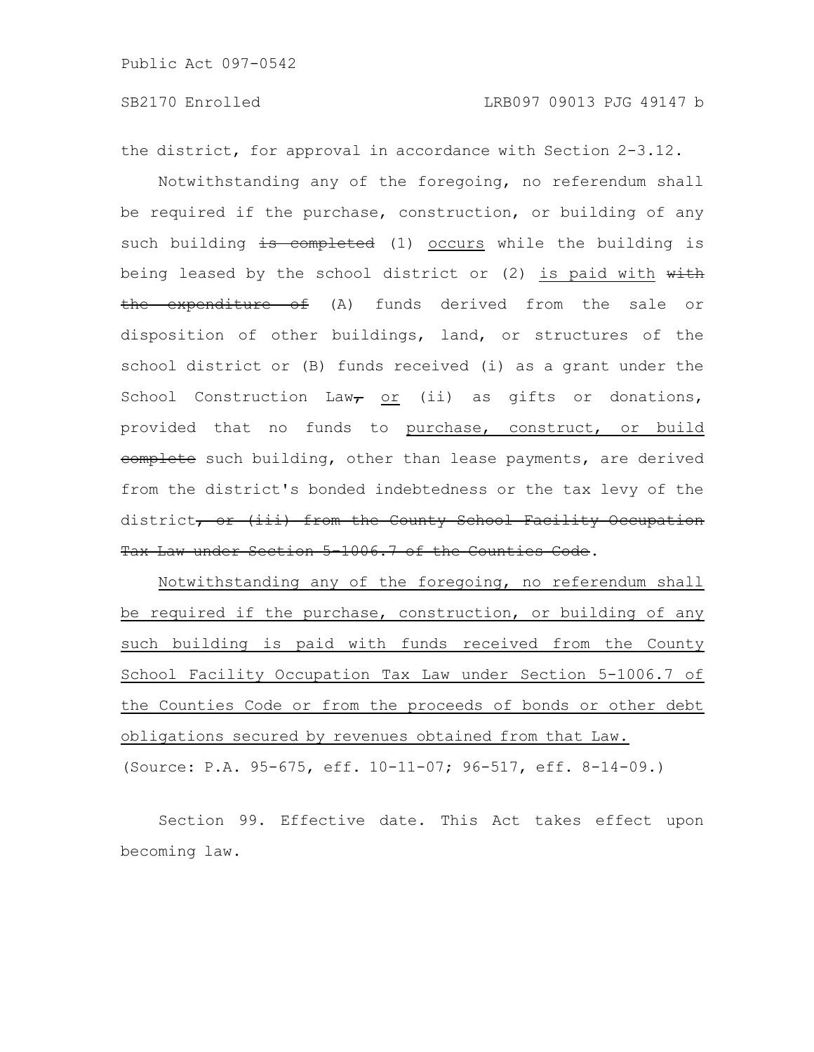the district, for approval in accordance with Section 2-3.12.

Notwithstanding any of the foregoing, no referendum shall be required if the purchase, construction, or building of any such building ~~is completed~~ (1) <u>occurs</u> while the building is being leased by the school district or (2) <u>is paid with</u> ~~with the expenditure of~~ (A) funds derived from the sale or disposition of other buildings, land, or structures of the school district or (B) funds received (i) as a grant under the School Construction Law~~,~~ <u>or</u> (ii) as gifts or donations, provided that no funds to <u>purchase, construct, or build</u> ~~complete~~ such building, other than lease payments, are derived from the district's bonded indebtedness or the tax levy of the district~~, or (iii) from the County School Facility Occupation Tax Law under Section 5-1006.7 of the Counties Code~~.

<u>Notwithstanding any of the foregoing, no referendum shall be required if the purchase, construction, or building of any such building is paid with funds received from the County School Facility Occupation Tax Law under Section 5-1006.7 of the Counties Code or from the proceeds of bonds or other debt obligations secured by revenues obtained from that Law.</u>

(Source: P.A. 95-675, eff. 10-11-07; 96-517, eff. 8-14-09.)

Section 99. Effective date. This Act takes effect upon becoming law.